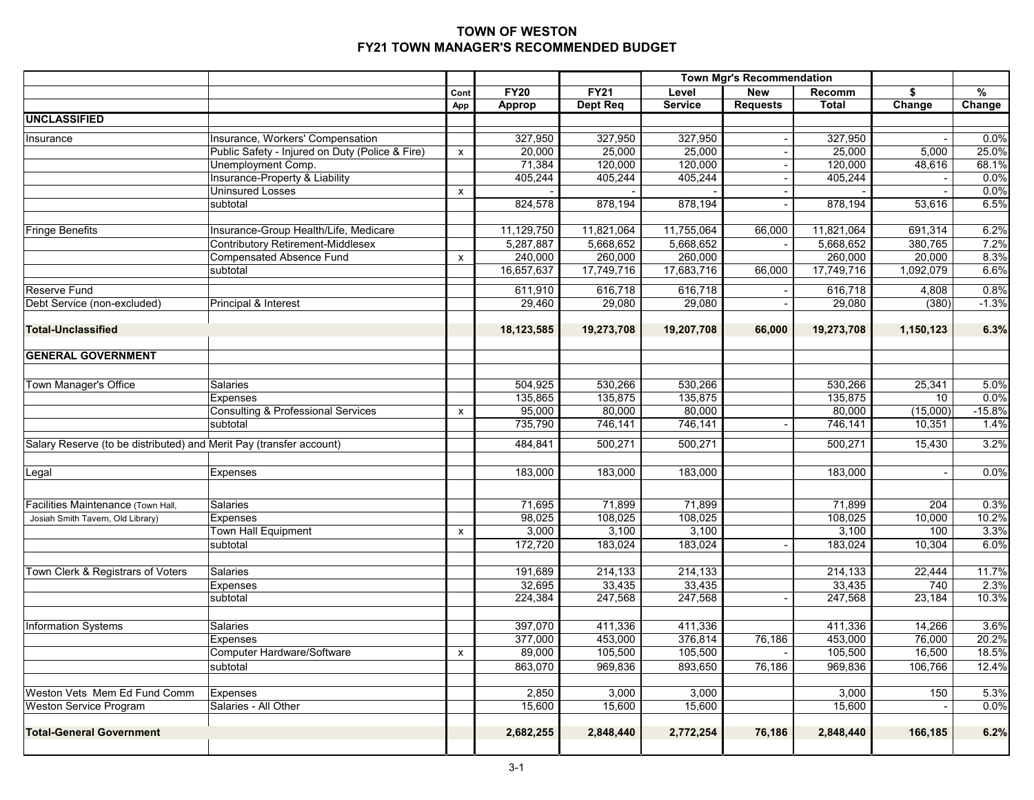# TOWN OF WESTON

## FY21 TOWN MANAGER'S RECOMMENDED BUDGET

| | | Cont App | FY20 Approp | FY21 Dept Req | Town Mgr's Recommendation Level Service | New Requests | Recomm Total | $ Change | % Change |
|---|---|---|---|---|---|---|---|---|---|
| **UNCLASSIFIED** | | | | | | | | | |
| Insurance | Insurance, Workers' Compensation | | 327,950 | 327,950 | 327,950 | - | 327,950 | - | 0.0% |
| | Public Safety - Injured on Duty (Police & Fire) | x | 20,000 | 25,000 | 25,000 | - | 25,000 | 5,000 | 25.0% |
| | Unemployment Comp. | | 71,384 | 120,000 | 120,000 | - | 120,000 | 48,616 | 68.1% |
| | Insurance-Property & Liability | | 405,244 | 405,244 | 405,244 | - | 405,244 | - | 0.0% |
| | Uninsured Losses | x | - | - | - | - | - | - | 0.0% |
| | subtotal | | 824,578 | 878,194 | 878,194 | - | 878,194 | 53,616 | 6.5% |
| Fringe Benefits | Insurance-Group Health/Life, Medicare | | 11,129,750 | 11,821,064 | 11,755,064 | 66,000 | 11,821,064 | 691,314 | 6.2% |
| | Contributory Retirement-Middlesex | | 5,287,887 | 5,668,652 | 5,668,652 | - | 5,668,652 | 380,765 | 7.2% |
| | Compensated Absence Fund | x | 240,000 | 260,000 | 260,000 | | 260,000 | 20,000 | 8.3% |
| | subtotal | | 16,657,637 | 17,749,716 | 17,683,716 | 66,000 | 17,749,716 | 1,092,079 | 6.6% |
| Reserve Fund | | | 611,910 | 616,718 | 616,718 | - | 616,718 | 4,808 | 0.8% |
| Debt Service (non-excluded) | Principal & Interest | | 29,460 | 29,080 | 29,080 | - | 29,080 | (380) | -1.3% |
| **Total-Unclassified** | | | **18,123,585** | **19,273,708** | **19,207,708** | **66,000** | **19,273,708** | **1,150,123** | **6.3%** |
| **GENERAL GOVERNMENT** | | | | | | | | | |
| Town Manager's Office | Salaries | | 504,925 | 530,266 | 530,266 | | 530,266 | 25,341 | 5.0% |
| | Expenses | | 135,865 | 135,875 | 135,875 | | 135,875 | 10 | 0.0% |
| | Consulting & Professional Services | x | 95,000 | 80,000 | 80,000 | | 80,000 | (15,000) | -15.8% |
| | subtotal | | 735,790 | 746,141 | 746,141 | - | 746,141 | 10,351 | 1.4% |
| Salary Reserve (to be distributed) and Merit Pay (transfer account) | | | 484,841 | 500,271 | 500,271 | | 500,271 | 15,430 | 3.2% |
| Legal | Expenses | | 183,000 | 183,000 | 183,000 | | 183,000 | - | 0.0% |
| Facilities Maintenance (Town Hall, Josiah Smith Tavern, Old Library) | Salaries | | 71,695 | 71,899 | 71,899 | | 71,899 | 204 | 0.3% |
| | Expenses | | 98,025 | 108,025 | 108,025 | | 108,025 | 10,000 | 10.2% |
| | Town Hall Equipment | x | 3,000 | 3,100 | 3,100 | | 3,100 | 100 | 3.3% |
| | subtotal | | 172,720 | 183,024 | 183,024 | - | 183,024 | 10,304 | 6.0% |
| Town Clerk & Registrars of Voters | Salaries | | 191,689 | 214,133 | 214,133 | | 214,133 | 22,444 | 11.7% |
| | Expenses | | 32,695 | 33,435 | 33,435 | | 33,435 | 740 | 2.3% |
| | subtotal | | 224,384 | 247,568 | 247,568 | - | 247,568 | 23,184 | 10.3% |
| Information Systems | Salaries | | 397,070 | 411,336 | 411,336 | | 411,336 | 14,266 | 3.6% |
| | Expenses | | 377,000 | 453,000 | 376,814 | 76,186 | 453,000 | 76,000 | 20.2% |
| | Computer Hardware/Software | x | 89,000 | 105,500 | 105,500 | - | 105,500 | 16,500 | 18.5% |
| | subtotal | | 863,070 | 969,836 | 893,650 | 76,186 | 969,836 | 106,766 | 12.4% |
| Weston Vets Mem Ed Fund Comm | Expenses | | 2,850 | 3,000 | 3,000 | | 3,000 | 150 | 5.3% |
| Weston Service Program | Salaries - All Other | | 15,600 | 15,600 | 15,600 | | 15,600 | - | 0.0% |
| **Total-General Government** | | | **2,682,255** | **2,848,440** | **2,772,254** | **76,186** | **2,848,440** | **166,185** | **6.2%** |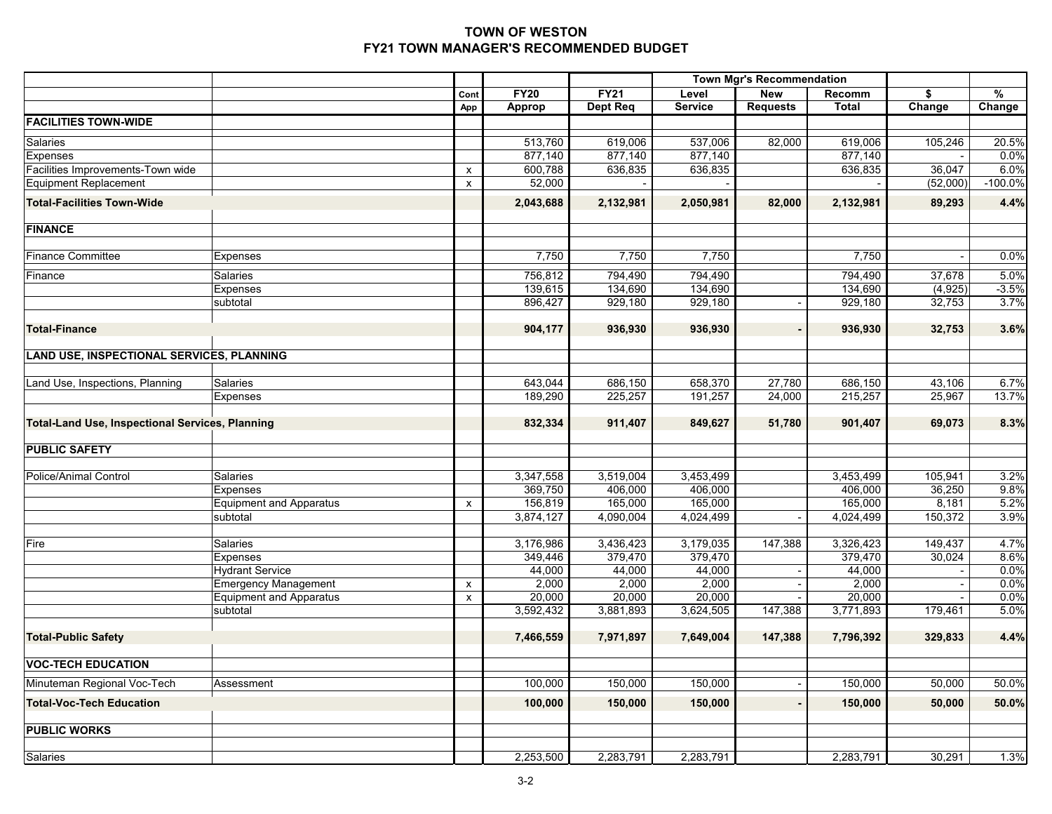# TOWN OF WESTON
## FY21 TOWN MANAGER'S RECOMMENDED BUDGET

| | | | | | Town Mgr's Recommendation | | | | |
|---|---|---|---|---|---|---|---|---|---|
| | | Cont App | FY20 Approp | FY21 Dept Req | Level Service | New Requests | Recomm Total | $ Change | % Change |
| **FACILITIES TOWN-WIDE** | | | | | | | | | |
| Salaries | | | 513,760 | 619,006 | 537,006 | 82,000 | 619,006 | 105,246 | 20.5% |
| Expenses | | | 877,140 | 877,140 | 877,140 | | 877,140 | - | 0.0% |
| Facilities Improvements-Town wide | | x | 600,788 | 636,835 | 636,835 | | 636,835 | 36,047 | 6.0% |
| Equipment Replacement | | x | 52,000 | - | - | | - | (52,000) | -100.0% |
| **Total-Facilities Town-Wide** | | | **2,043,688** | **2,132,981** | **2,050,981** | **82,000** | **2,132,981** | **89,293** | **4.4%** |
| **FINANCE** | | | | | | | | | |
| Finance Committee | Expenses | | 7,750 | 7,750 | 7,750 | | 7,750 | - | 0.0% |
| Finance | Salaries | | 756,812 | 794,490 | 794,490 | | 794,490 | 37,678 | 5.0% |
| | Expenses | | 139,615 | 134,690 | 134,690 | | 134,690 | (4,925) | -3.5% |
| | subtotal | | 896,427 | 929,180 | 929,180 | - | 929,180 | 32,753 | 3.7% |
| **Total-Finance** | | | **904,177** | **936,930** | **936,930** | **-** | **936,930** | **32,753** | **3.6%** |
| **LAND USE, INSPECTIONAL SERVICES, PLANNING** | | | | | | | | | |
| Land Use, Inspections, Planning | Salaries | | 643,044 | 686,150 | 658,370 | 27,780 | 686,150 | 43,106 | 6.7% |
| | Expenses | | 189,290 | 225,257 | 191,257 | 24,000 | 215,257 | 25,967 | 13.7% |
| **Total-Land Use, Inspectional Services, Planning** | | | **832,334** | **911,407** | **849,627** | **51,780** | **901,407** | **69,073** | **8.3%** |
| **PUBLIC SAFETY** | | | | | | | | | |
| Police/Animal Control | Salaries | | 3,347,558 | 3,519,004 | 3,453,499 | | 3,453,499 | 105,941 | 3.2% |
| | Expenses | | 369,750 | 406,000 | 406,000 | | 406,000 | 36,250 | 9.8% |
| | Equipment and Apparatus | x | 156,819 | 165,000 | 165,000 | | 165,000 | 8,181 | 5.2% |
| | subtotal | | 3,874,127 | 4,090,004 | 4,024,499 | - | 4,024,499 | 150,372 | 3.9% |
| Fire | Salaries | | 3,176,986 | 3,436,423 | 3,179,035 | 147,388 | 3,326,423 | 149,437 | 4.7% |
| | Expenses | | 349,446 | 379,470 | 379,470 | | 379,470 | 30,024 | 8.6% |
| | Hydrant Service | | 44,000 | 44,000 | 44,000 | - | 44,000 | - | 0.0% |
| | Emergency Management | x | 2,000 | 2,000 | 2,000 | - | 2,000 | - | 0.0% |
| | Equipment and Apparatus | x | 20,000 | 20,000 | 20,000 | - | 20,000 | - | 0.0% |
| | subtotal | | 3,592,432 | 3,881,893 | 3,624,505 | 147,388 | 3,771,893 | 179,461 | 5.0% |
| **Total-Public Safety** | | | **7,466,559** | **7,971,897** | **7,649,004** | **147,388** | **7,796,392** | **329,833** | **4.4%** |
| **VOC-TECH EDUCATION** | | | | | | | | | |
| Minuteman Regional Voc-Tech | Assessment | | 100,000 | 150,000 | 150,000 | - | 150,000 | 50,000 | 50.0% |
| **Total-Voc-Tech Education** | | | **100,000** | **150,000** | **150,000** | **-** | **150,000** | **50,000** | **50.0%** |
| **PUBLIC WORKS** | | | | | | | | | |
| Salaries | | | 2,253,500 | 2,283,791 | 2,283,791 | | 2,283,791 | 30,291 | 1.3% |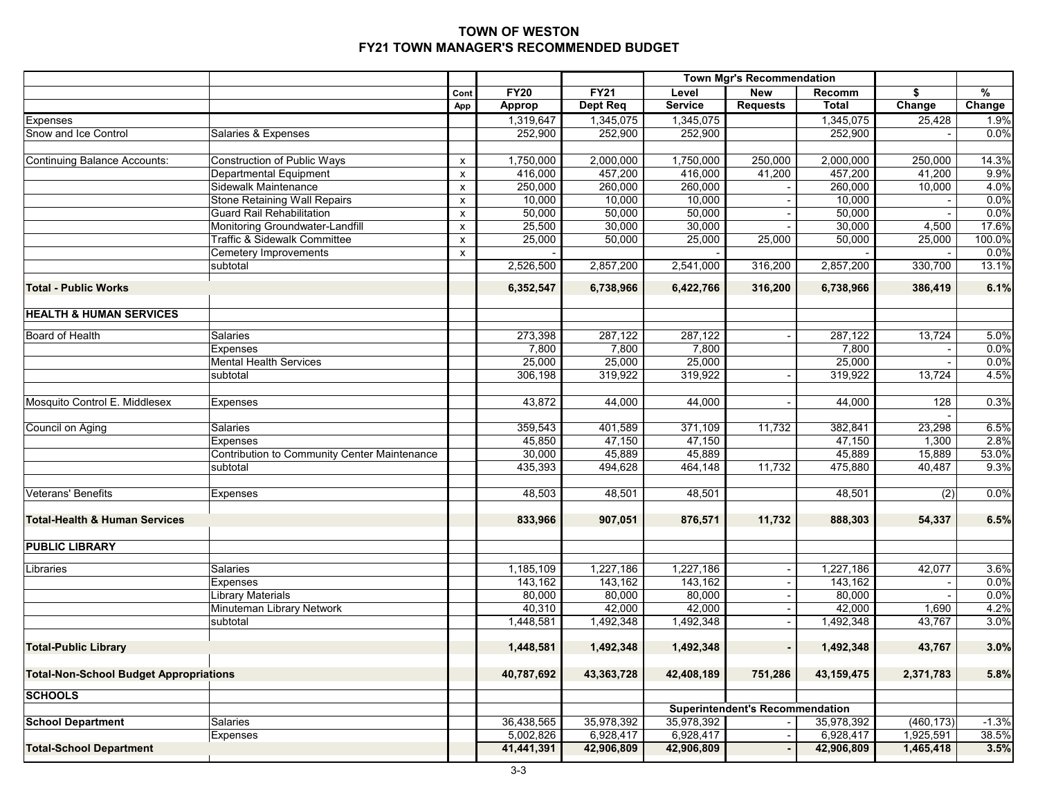# TOWN OF WESTON
## FY21 TOWN MANAGER'S RECOMMENDED BUDGET

| | | | | | Town Mgr's Recommendation | | | | |
|---|---|---|---|---|---|---|---|---|---|
| | | Cont | FY20 | FY21 | Level | New | Recomm | $ | % |
| | | App | Approp | Dept Req | Service | Requests | Total | Change | Change |
| Expenses | | | 1,319,647 | 1,345,075 | 1,345,075 | | 1,345,075 | 25,428 | 1.9% |
| Snow and Ice Control | Salaries & Expenses | | 252,900 | 252,900 | 252,900 | | 252,900 | - | 0.0% |
| | | | | | | | | | |
| Continuing Balance Accounts: | Construction of Public Ways | x | 1,750,000 | 2,000,000 | 1,750,000 | 250,000 | 2,000,000 | 250,000 | 14.3% |
| | Departmental Equipment | x | 416,000 | 457,200 | 416,000 | 41,200 | 457,200 | 41,200 | 9.9% |
| | Sidewalk Maintenance | x | 250,000 | 260,000 | 260,000 | - | 260,000 | 10,000 | 4.0% |
| | Stone Retaining Wall Repairs | x | 10,000 | 10,000 | 10,000 | - | 10,000 | - | 0.0% |
| | Guard Rail Rehabilitation | x | 50,000 | 50,000 | 50,000 | - | 50,000 | - | 0.0% |
| | Monitoring Groundwater-Landfill | x | 25,500 | 30,000 | 30,000 | - | 30,000 | 4,500 | 17.6% |
| | Traffic & Sidewalk Committee | x | 25,000 | 50,000 | 25,000 | 25,000 | 50,000 | 25,000 | 100.0% |
| | Cemetery Improvements | x | - | | - | | - | - | 0.0% |
| | subtotal | | 2,526,500 | 2,857,200 | 2,541,000 | 316,200 | 2,857,200 | 330,700 | 13.1% |
| | | | | | | | | | |
| **Total - Public Works** | | | **6,352,547** | **6,738,966** | **6,422,766** | **316,200** | **6,738,966** | **386,419** | **6.1%** |
| | | | | | | | | | |
| **HEALTH & HUMAN SERVICES** | | | | | | | | | |
| | | | | | | | | | |
| Board of Health | Salaries | | 273,398 | 287,122 | 287,122 | - | 287,122 | 13,724 | 5.0% |
| | Expenses | | 7,800 | 7,800 | 7,800 | | 7,800 | - | 0.0% |
| | Mental Health Services | | 25,000 | 25,000 | 25,000 | | 25,000 | - | 0.0% |
| | subtotal | | 306,198 | 319,922 | 319,922 | - | 319,922 | 13,724 | 4.5% |
| | | | | | | | | | |
| Mosquito Control E. Middlesex | Expenses | | 43,872 | 44,000 | 44,000 | - | 44,000 | 128 | 0.3% |
| | | | | | | | | - | |
| Council on Aging | Salaries | | 359,543 | 401,589 | 371,109 | 11,732 | 382,841 | 23,298 | 6.5% |
| | Expenses | | 45,850 | 47,150 | 47,150 | | 47,150 | 1,300 | 2.8% |
| | Contribution to Community Center Maintenance | | 30,000 | 45,889 | 45,889 | | 45,889 | 15,889 | 53.0% |
| | subtotal | | 435,393 | 494,628 | 464,148 | 11,732 | 475,880 | 40,487 | 9.3% |
| | | | | | | | | | |
| Veterans' Benefits | Expenses | | 48,503 | 48,501 | 48,501 | | 48,501 | (2) | 0.0% |
| | | | | | | | | | |
| **Total-Health & Human Services** | | | **833,966** | **907,051** | **876,571** | **11,732** | **888,303** | **54,337** | **6.5%** |
| | | | | | | | | | |
| **PUBLIC LIBRARY** | | | | | | | | | |
| | | | | | | | | | |
| Libraries | Salaries | | 1,185,109 | 1,227,186 | 1,227,186 | - | 1,227,186 | 42,077 | 3.6% |
| | Expenses | | 143,162 | 143,162 | 143,162 | - | 143,162 | - | 0.0% |
| | Library Materials | | 80,000 | 80,000 | 80,000 | - | 80,000 | - | 0.0% |
| | Minuteman Library Network | | 40,310 | 42,000 | 42,000 | - | 42,000 | 1,690 | 4.2% |
| | subtotal | | 1,448,581 | 1,492,348 | 1,492,348 | - | 1,492,348 | 43,767 | 3.0% |
| | | | | | | | | | |
| **Total-Public Library** | | | **1,448,581** | **1,492,348** | **1,492,348** | **-** | **1,492,348** | **43,767** | **3.0%** |
| | | | | | | | | | |
| **Total-Non-School Budget Appropriations** | | | **40,787,692** | **43,363,728** | **42,408,189** | **751,286** | **43,159,475** | **2,371,783** | **5.8%** |
| **SCHOOLS** | | | | | | | | | |
| | | | | | Superintendent's Recommendation | | | | |
| **School Department** | Salaries | | 36,438,565 | 35,978,392 | 35,978,392 | - | 35,978,392 | (460,173) | -1.3% |
| | Expenses | | 5,002,826 | 6,928,417 | 6,928,417 | - | 6,928,417 | 1,925,591 | 38.5% |
| **Total-School Department** | | | **41,441,391** | **42,906,809** | **42,906,809** | **-** | **42,906,809** | **1,465,418** | **3.5%** |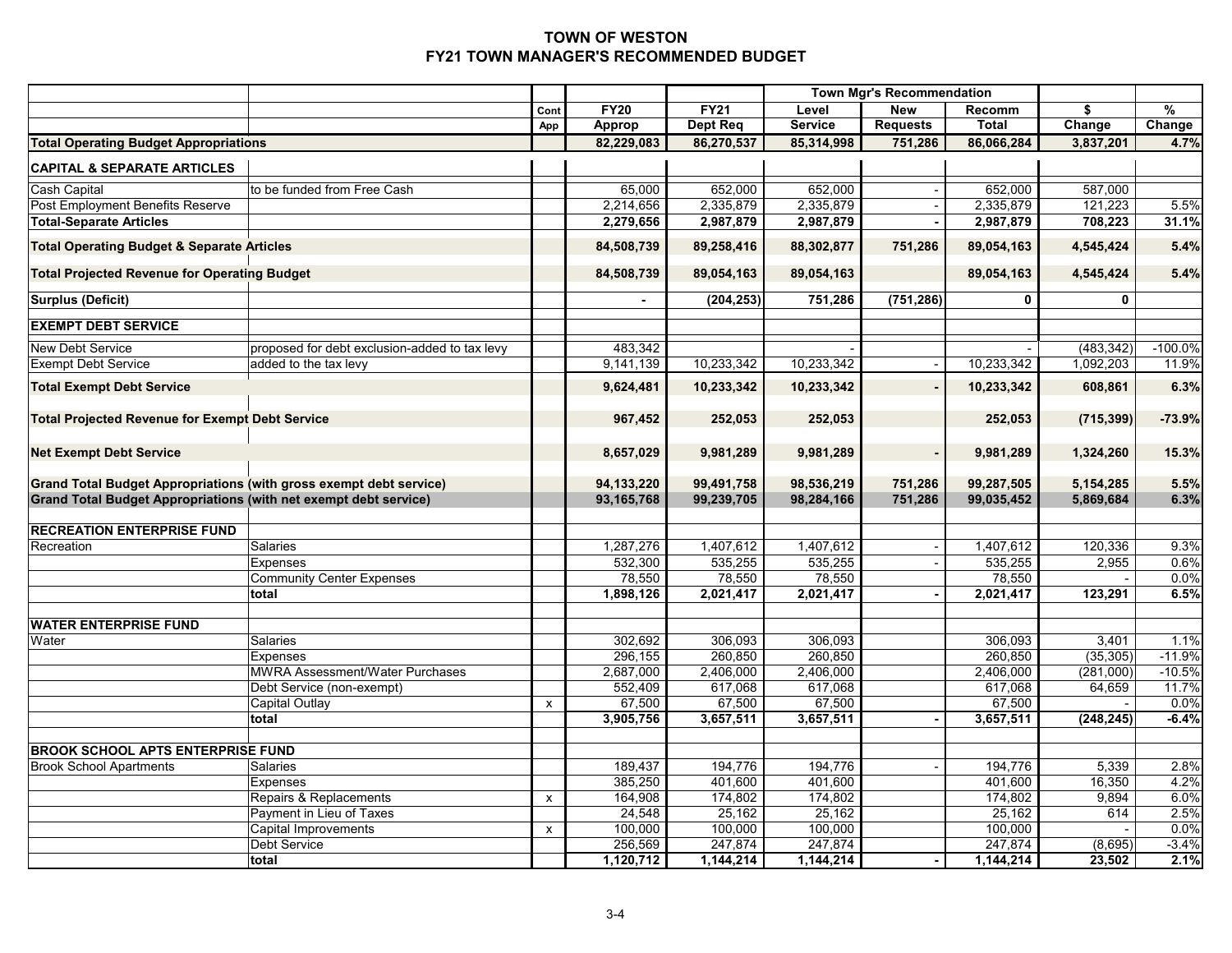# TOWN OF WESTON
## FY21 TOWN MANAGER'S RECOMMENDED BUDGET

| | | | | | Town Mgr's Recommendation | | | | |
|---|---|---|---|---|---|---|---|---|---|
| | | Cont App | FY20 Approp | FY21 Dept Req | Level Service | New Requests | Recomm Total | $ Change | % Change |
| **Total Operating Budget Appropriations** | | | **82,229,083** | **86,270,537** | **85,314,998** | **751,286** | **86,066,284** | **3,837,201** | **4.7%** |
| **CAPITAL & SEPARATE ARTICLES** | | | | | | | | | |
| Cash Capital | to be funded from Free Cash | | 65,000 | 652,000 | 652,000 | - | 652,000 | 587,000 | |
| Post Employment Benefits Reserve | | | 2,214,656 | 2,335,879 | 2,335,879 | - | 2,335,879 | 121,223 | 5.5% |
| **Total-Separate Articles** | | | **2,279,656** | **2,987,879** | **2,987,879** | **-** | **2,987,879** | **708,223** | **31.1%** |
| **Total Operating Budget & Separate Articles** | | | **84,508,739** | **89,258,416** | **88,302,877** | **751,286** | **89,054,163** | **4,545,424** | **5.4%** |
| **Total Projected Revenue for Operating Budget** | | | **84,508,739** | **89,054,163** | **89,054,163** | | **89,054,163** | **4,545,424** | **5.4%** |
| **Surplus (Deficit)** | | | **-** | **(204,253)** | **751,286** | **(751,286)** | **0** | **0** | |
| **EXEMPT DEBT SERVICE** | | | | | | | | | |
| New Debt Service | proposed for debt exclusion-added to tax levy | | 483,342 | | - | | - | (483,342) | -100.0% |
| Exempt Debt Service | added to the tax levy | | 9,141,139 | 10,233,342 | 10,233,342 | - | 10,233,342 | 1,092,203 | 11.9% |
| **Total Exempt Debt Service** | | | **9,624,481** | **10,233,342** | **10,233,342** | **-** | **10,233,342** | **608,861** | **6.3%** |
| **Total Projected Revenue for Exempt Debt Service** | | | **967,452** | **252,053** | **252,053** | | **252,053** | **(715,399)** | **-73.9%** |
| **Net Exempt Debt Service** | | | **8,657,029** | **9,981,289** | **9,981,289** | **-** | **9,981,289** | **1,324,260** | **15.3%** |
| **Grand Total Budget Appropriations (with gross exempt debt service)** | | | **94,133,220** | **99,491,758** | **98,536,219** | **751,286** | **99,287,505** | **5,154,285** | **5.5%** |
| **Grand Total Budget Appropriations (with net exempt debt service)** | | | **93,165,768** | **99,239,705** | **98,284,166** | **751,286** | **99,035,452** | **5,869,684** | **6.3%** |
| **RECREATION ENTERPRISE FUND** | | | | | | | | | |
| Recreation | Salaries | | 1,287,276 | 1,407,612 | 1,407,612 | - | 1,407,612 | 120,336 | 9.3% |
| | Expenses | | 532,300 | 535,255 | 535,255 | - | 535,255 | 2,955 | 0.6% |
| | Community Center Expenses | | 78,550 | 78,550 | 78,550 | | 78,550 | - | 0.0% |
| | **total** | | **1,898,126** | **2,021,417** | **2,021,417** | **-** | **2,021,417** | **123,291** | **6.5%** |
| **WATER ENTERPRISE FUND** | | | | | | | | | |
| Water | Salaries | | 302,692 | 306,093 | 306,093 | | 306,093 | 3,401 | 1.1% |
| | Expenses | | 296,155 | 260,850 | 260,850 | | 260,850 | (35,305) | -11.9% |
| | MWRA Assessment/Water Purchases | | 2,687,000 | 2,406,000 | 2,406,000 | | 2,406,000 | (281,000) | -10.5% |
| | Debt Service (non-exempt) | | 552,409 | 617,068 | 617,068 | | 617,068 | 64,659 | 11.7% |
| | Capital Outlay | x | 67,500 | 67,500 | 67,500 | | 67,500 | - | 0.0% |
| | **total** | | **3,905,756** | **3,657,511** | **3,657,511** | **-** | **3,657,511** | **(248,245)** | **-6.4%** |
| **BROOK SCHOOL APTS ENTERPRISE FUND** | | | | | | | | | |
| Brook School Apartments | Salaries | | 189,437 | 194,776 | 194,776 | - | 194,776 | 5,339 | 2.8% |
| | Expenses | | 385,250 | 401,600 | 401,600 | | 401,600 | 16,350 | 4.2% |
| | Repairs & Replacements | x | 164,908 | 174,802 | 174,802 | | 174,802 | 9,894 | 6.0% |
| | Payment in Lieu of Taxes | | 24,548 | 25,162 | 25,162 | | 25,162 | 614 | 2.5% |
| | Capital Improvements | x | 100,000 | 100,000 | 100,000 | | 100,000 | - | 0.0% |
| | Debt Service | | 256,569 | 247,874 | 247,874 | | 247,874 | (8,695) | -3.4% |
| | **total** | | **1,120,712** | **1,144,214** | **1,144,214** | **-** | **1,144,214** | **23,502** | **2.1%** |